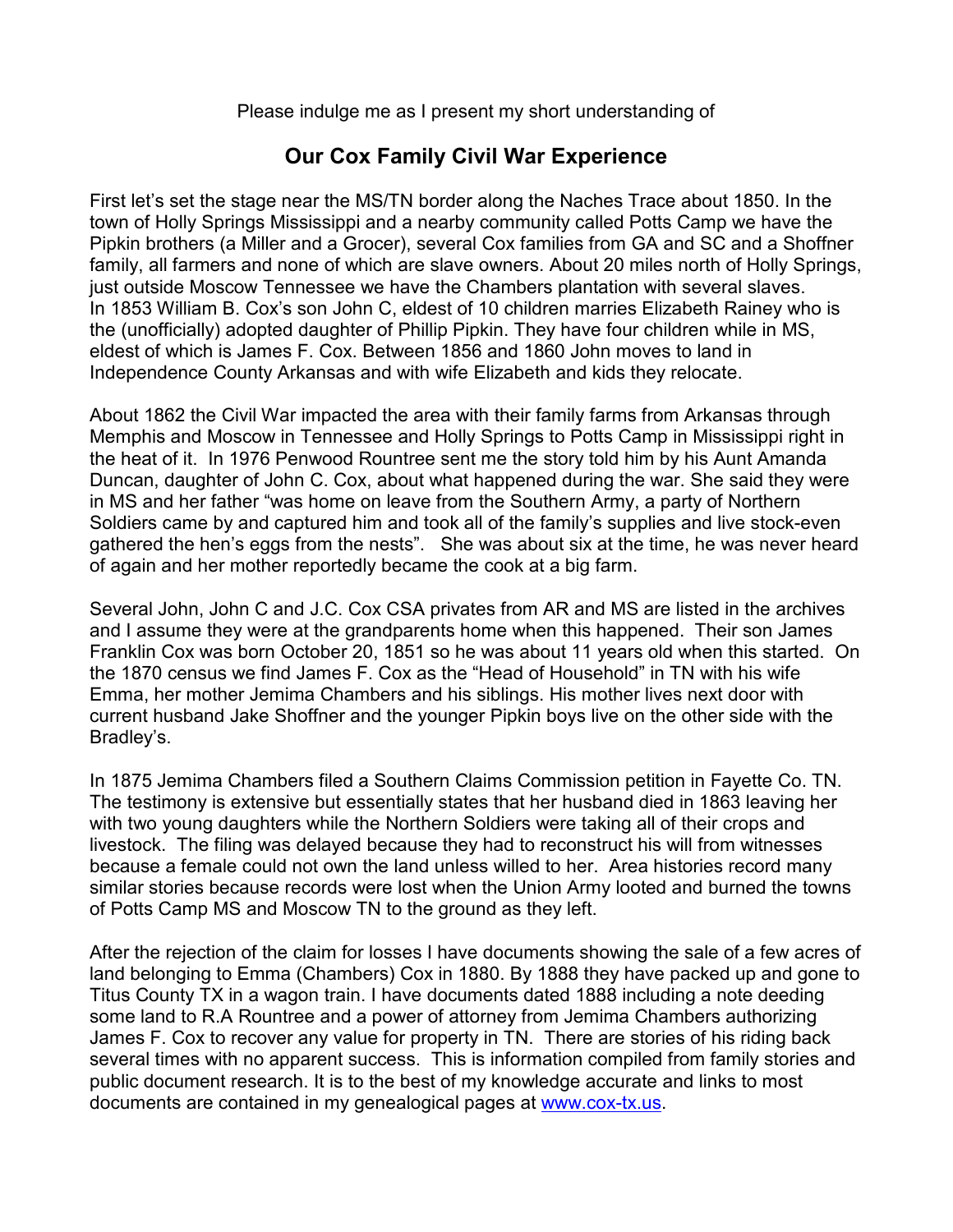Please indulge me as I present my short understanding of

## Our Cox Family Civil War Experience

First let's set the stage near the MS/TN border along the Naches Trace about 1850. In the town of Holly Springs Mississippi and a nearby community called Potts Camp we have the Pipkin brothers (a Miller and a Grocer), several Cox families from GA and SC and a Shoffner family, all farmers and none of which are slave owners. About 20 miles north of Holly Springs, just outside Moscow Tennessee we have the Chambers plantation with several slaves. In 1853 William B. Cox's son John C, eldest of 10 children marries Elizabeth Rainey who is the (unofficially) adopted daughter of Phillip Pipkin. They have four children while in MS, eldest of which is James F. Cox. Between 1856 and 1860 John moves to land in Independence County Arkansas and with wife Elizabeth and kids they relocate.

About 1862 the Civil War impacted the area with their family farms from Arkansas through Memphis and Moscow in Tennessee and Holly Springs to Potts Camp in Mississippi right in the heat of it. In 1976 Penwood Rountree sent me the story told him by his Aunt Amanda Duncan, daughter of John C. Cox, about what happened during the war. She said they were in MS and her father "was home on leave from the Southern Army, a party of Northern Soldiers came by and captured him and took all of the family's supplies and live stock-even gathered the hen's eggs from the nests". She was about six at the time, he was never heard of again and her mother reportedly became the cook at a big farm.

Several John, John C and J.C. Cox CSA privates from AR and MS are listed in the archives and I assume they were at the grandparents home when this happened. Their son James Franklin Cox was born October 20, 1851 so he was about 11 years old when this started. On the 1870 census we find James F. Cox as the "Head of Household" in TN with his wife Emma, her mother Jemima Chambers and his siblings. His mother lives next door with current husband Jake Shoffner and the younger Pipkin boys live on the other side with the Bradley's.

In 1875 Jemima Chambers filed a Southern Claims Commission petition in Fayette Co. TN. The testimony is extensive but essentially states that her husband died in 1863 leaving her with two young daughters while the Northern Soldiers were taking all of their crops and livestock. The filing was delayed because they had to reconstruct his will from witnesses because a female could not own the land unless willed to her. Area histories record many similar stories because records were lost when the Union Army looted and burned the towns of Potts Camp MS and Moscow TN to the ground as they left.

After the rejection of the claim for losses I have documents showing the sale of a few acres of land belonging to Emma (Chambers) Cox in 1880. By 1888 they have packed up and gone to Titus County TX in a wagon train. I have documents dated 1888 including a note deeding some land to R.A Rountree and a power of attorney from Jemima Chambers authorizing James F. Cox to recover any value for property in TN. There are stories of his riding back several times with no apparent success. This is information compiled from family stories and public document research. It is to the best of my knowledge accurate and links to most documents are contained in my genealogical pages at [www.cox-tx.us](http://www.cox-tx.us).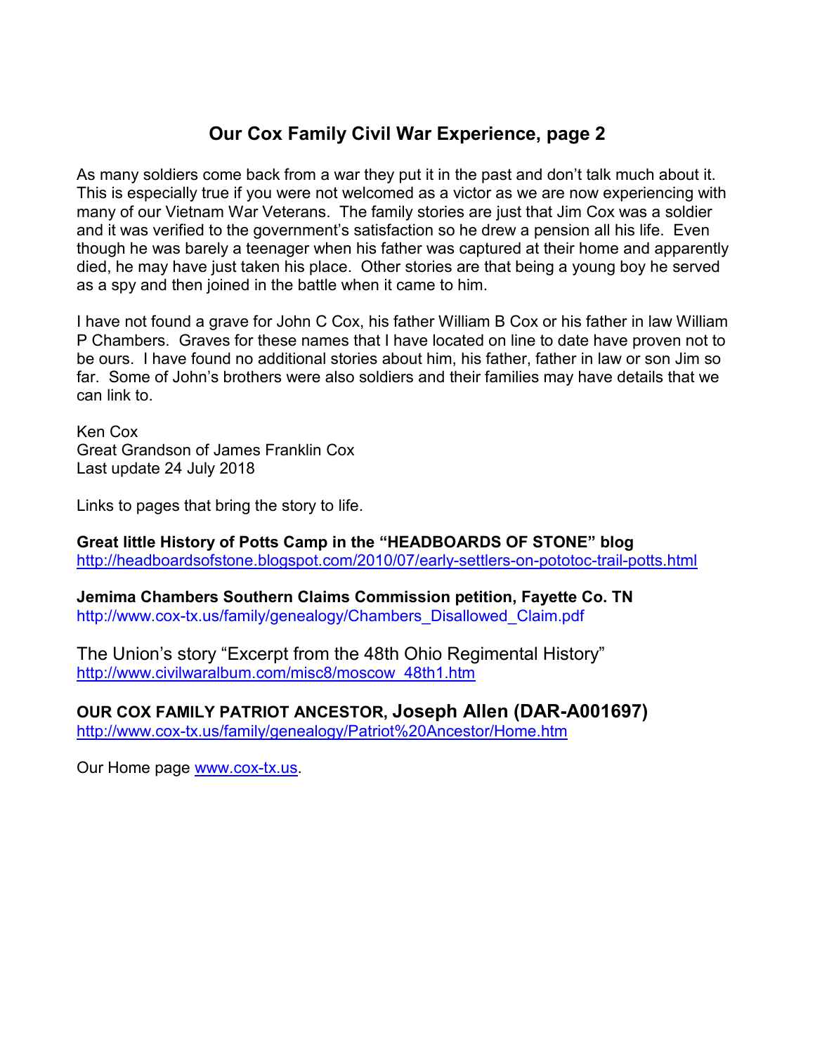# Our Cox Family Civil War Experience, page 2

As many soldiers come back from a war they put it in the past and don't talk much about it. This is especially true if you were not welcomed as a victor as we are now experiencing with many of our Vietnam War Veterans. The family stories are just that Jim Cox was a soldier and it was verified to the government's satisfaction so he drew a pension all his life. Even though he was barely a teenager when his father was captured at their home and apparently died, he may have just taken his place. Other stories are that being a young boy he served as a spy and then joined in the battle when it came to him.

I have not found a grave for John C Cox, his father William B Cox or his father in law William P Chambers. Graves for these names that I have located on line to date have proven not to be ours. I have found no additional stories about him, his father, father in law or son Jim so far. Some of John's brothers were also soldiers and their families may have details that we can link to.

Ken Cox
Great Grandson of James Franklin Cox
Last update 24 July 2018

Links to pages that bring the story to life.

**Great little History of Potts Camp in the "HEADBOARDS OF STONE" blog**
http://headboardsofstone.blogspot.com/2010/07/early-settlers-on-pototoc-trail-potts.html

**Jemima Chambers Southern Claims Commission petition, Fayette Co. TN**
http://www.cox-tx.us/family/genealogy/Chambers_Disallowed_Claim.pdf

The Union's story "Excerpt from the 48th Ohio Regimental History"
http://www.civilwaralbum.com/misc8/moscow_48th1.htm

**OUR COX FAMILY PATRIOT ANCESTOR, Joseph Allen (DAR-A001697)**
http://www.cox-tx.us/family/genealogy/Patriot%20Ancestor/Home.htm

Our Home page www.cox-tx.us.